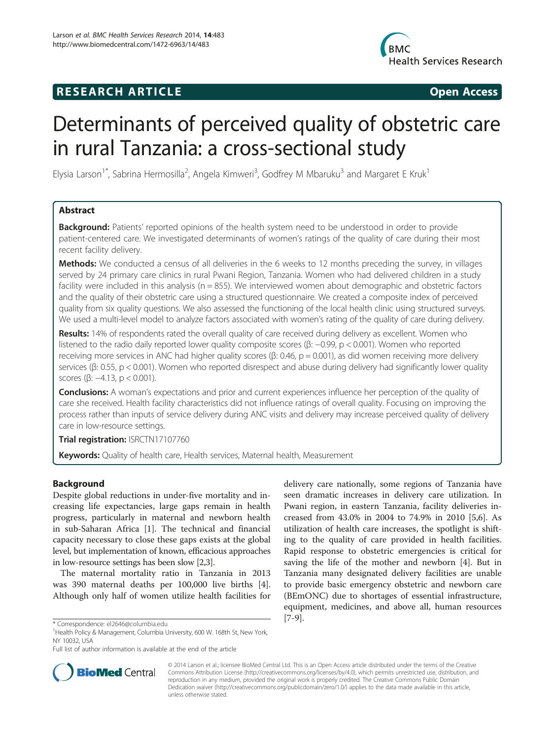**RESEARCH ARTICLE** **Open Access**

# Determinants of perceived quality of obstetric care in rural Tanzania: a cross-sectional study

Elysia Larson[1*], Sabrina Hermosilla[2], Angela Kimweri[3], Godfrey M Mbaruku[3] and Margaret E Kruk[1]

## Abstract

**Background:** Patients' reported opinions of the health system need to be understood in order to provide patient-centered care. We investigated determinants of women's ratings of the quality of care during their most recent facility delivery.

**Methods:** We conducted a census of all deliveries in the 6 weeks to 12 months preceding the survey, in villages served by 24 primary care clinics in rural Pwani Region, Tanzania. Women who had delivered children in a study facility were included in this analysis (n = 855). We interviewed women about demographic and obstetric factors and the quality of their obstetric care using a structured questionnaire. We created a composite index of perceived quality from six quality questions. We also assessed the functioning of the local health clinic using structured surveys. We used a multi-level model to analyze factors associated with women's rating of the quality of care during delivery.

**Results:** 14% of respondents rated the overall quality of care received during delivery as excellent. Women who listened to the radio daily reported lower quality composite scores (β: −0.99, p < 0.001). Women who reported receiving more services in ANC had higher quality scores (β: 0.46, p = 0.001), as did women receiving more delivery services (β: 0.55, p < 0.001). Women who reported disrespect and abuse during delivery had significantly lower quality scores (β: −4.13, p < 0.001).

**Conclusions:** A woman's expectations and prior and current experiences influence her perception of the quality of care she received. Health facility characteristics did not influence ratings of overall quality. Focusing on improving the process rather than inputs of service delivery during ANC visits and delivery may increase perceived quality of delivery care in low-resource settings.

**Trial registration:** ISRCTN17107760

**Keywords:** Quality of health care, Health services, Maternal health, Measurement

## Background

Despite global reductions in under-five mortality and increasing life expectancies, large gaps remain in health progress, particularly in maternal and newborn health in sub-Saharan Africa [1]. The technical and financial capacity necessary to close these gaps exists at the global level, but implementation of known, efficacious approaches in low-resource settings has been slow [2,3].

The maternal mortality ratio in Tanzania in 2013 was 390 maternal deaths per 100,000 live births [4]. Although only half of women utilize health facilities for delivery care nationally, some regions of Tanzania have seen dramatic increases in delivery care utilization. In Pwani region, in eastern Tanzania, facility deliveries increased from 43.0% in 2004 to 74.9% in 2010 [5,6]. As utilization of health care increases, the spotlight is shifting to the quality of care provided in health facilities. Rapid response to obstetric emergencies is critical for saving the life of the mother and newborn [4]. But in Tanzania many designated delivery facilities are unable to provide basic emergency obstetric and newborn care (BEmONC) due to shortages of essential infrastructure, equipment, medicines, and above all, human resources [7-9].

\* Correspondence: el2646@columbia.edu
[1]Health Policy & Management, Columbia University, 600 W. 168th St, New York, NY 10032, USA
Full list of author information is available at the end of the article

© 2014 Larson et al.; licensee BioMed Central Ltd. This is an Open Access article distributed under the terms of the Creative Commons Attribution License (http://creativecommons.org/licenses/by/4.0), which permits unrestricted use, distribution, and reproduction in any medium, provided the original work is properly credited. The Creative Commons Public Domain Dedication waiver (http://creativecommons.org/publicdomain/zero/1.0/) applies to the data made available in this article, unless otherwise stated.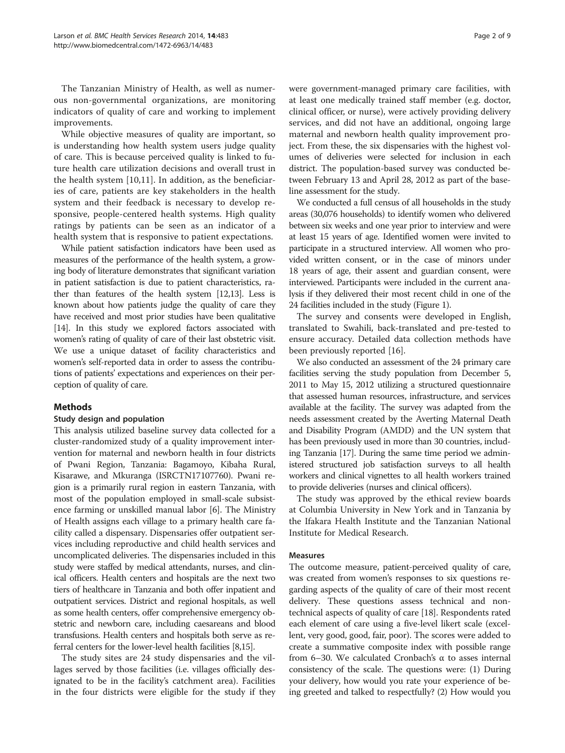The Tanzanian Ministry of Health, as well as numerous non-governmental organizations, are monitoring indicators of quality of care and working to implement improvements.

While objective measures of quality are important, so is understanding how health system users judge quality of care. This is because perceived quality is linked to future health care utilization decisions and overall trust in the health system [10,11]. In addition, as the beneficiaries of care, patients are key stakeholders in the health system and their feedback is necessary to develop responsive, people-centered health systems. High quality ratings by patients can be seen as an indicator of a health system that is responsive to patient expectations.

While patient satisfaction indicators have been used as measures of the performance of the health system, a growing body of literature demonstrates that significant variation in patient satisfaction is due to patient characteristics, rather than features of the health system [12,13]. Less is known about how patients judge the quality of care they have received and most prior studies have been qualitative [14]. In this study we explored factors associated with women's rating of quality of care of their last obstetric visit. We use a unique dataset of facility characteristics and women's self-reported data in order to assess the contributions of patients' expectations and experiences on their perception of quality of care.

## Methods

### Study design and population

This analysis utilized baseline survey data collected for a cluster-randomized study of a quality improvement intervention for maternal and newborn health in four districts of Pwani Region, Tanzania: Bagamoyo, Kibaha Rural, Kisarawe, and Mkuranga (ISRCTN17107760). Pwani region is a primarily rural region in eastern Tanzania, with most of the population employed in small-scale subsistence farming or unskilled manual labor [6]. The Ministry of Health assigns each village to a primary health care facility called a dispensary. Dispensaries offer outpatient services including reproductive and child health services and uncomplicated deliveries. The dispensaries included in this study were staffed by medical attendants, nurses, and clinical officers. Health centers and hospitals are the next two tiers of healthcare in Tanzania and both offer inpatient and outpatient services. District and regional hospitals, as well as some health centers, offer comprehensive emergency obstetric and newborn care, including caesareans and blood transfusions. Health centers and hospitals both serve as referral centers for the lower-level health facilities [8,15].

The study sites are 24 study dispensaries and the villages served by those facilities (i.e. villages officially designated to be in the facility's catchment area). Facilities in the four districts were eligible for the study if they were government-managed primary care facilities, with at least one medically trained staff member (e.g. doctor, clinical officer, or nurse), were actively providing delivery services, and did not have an additional, ongoing large maternal and newborn health quality improvement project. From these, the six dispensaries with the highest volumes of deliveries were selected for inclusion in each district. The population-based survey was conducted between February 13 and April 28, 2012 as part of the baseline assessment for the study.

We conducted a full census of all households in the study areas (30,076 households) to identify women who delivered between six weeks and one year prior to interview and were at least 15 years of age. Identified women were invited to participate in a structured interview. All women who provided written consent, or in the case of minors under 18 years of age, their assent and guardian consent, were interviewed. Participants were included in the current analysis if they delivered their most recent child in one of the 24 facilities included in the study (Figure 1).

The survey and consents were developed in English, translated to Swahili, back-translated and pre-tested to ensure accuracy. Detailed data collection methods have been previously reported [16].

We also conducted an assessment of the 24 primary care facilities serving the study population from December 5, 2011 to May 15, 2012 utilizing a structured questionnaire that assessed human resources, infrastructure, and services available at the facility. The survey was adapted from the needs assessment created by the Averting Maternal Death and Disability Program (AMDD) and the UN system that has been previously used in more than 30 countries, including Tanzania [17]. During the same time period we administered structured job satisfaction surveys to all health workers and clinical vignettes to all health workers trained to provide deliveries (nurses and clinical officers).

The study was approved by the ethical review boards at Columbia University in New York and in Tanzania by the Ifakara Health Institute and the Tanzanian National Institute for Medical Research.

### Measures

The outcome measure, patient-perceived quality of care, was created from women's responses to six questions regarding aspects of the quality of care of their most recent delivery. These questions assess technical and non-technical aspects of quality of care [18]. Respondents rated each element of care using a five-level likert scale (excellent, very good, good, fair, poor). The scores were added to create a summative composite index with possible range from 6–30. We calculated Cronbach's α to asses internal consistency of the scale. The questions were: (1) During your delivery, how would you rate your experience of being greeted and talked to respectfully? (2) How would you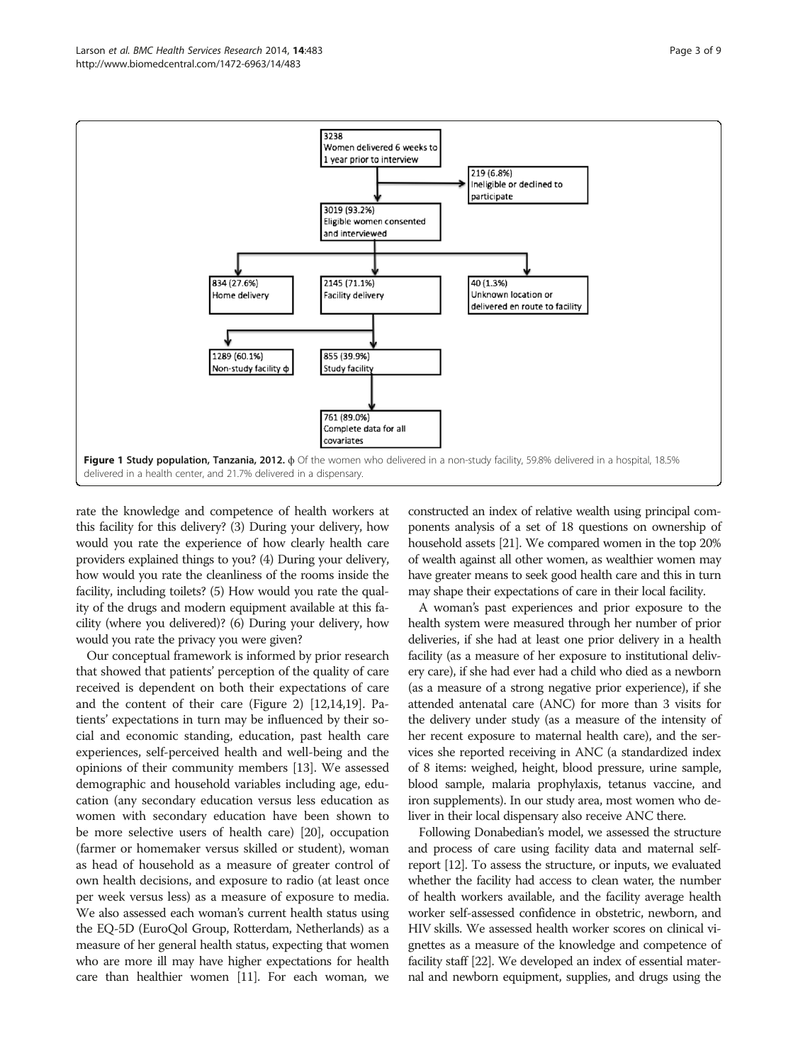3238
Women delivered 6 weeks to 1 year prior to interview

219 (6.8%)
Ineligible or declined to participate

3019 (93.2%)
Eligible women consented and interviewed

834 (27.6%)
Home delivery

2145 (71.1%)
Facility delivery

40 (1.3%)
Unknown location or delivered en route to facility

1289 (60.1%)
Non-study facility ϕ

855 (39.9%)
Study facility

761 (89.0%)
Complete data for all covariates

**Figure 1 Study population, Tanzania, 2012.** ϕ Of the women who delivered in a non-study facility, 59.8% delivered in a hospital, 18.5% delivered in a health center, and 21.7% delivered in a dispensary.

rate the knowledge and competence of health workers at this facility for this delivery? (3) During your delivery, how would you rate the experience of how clearly health care providers explained things to you? (4) During your delivery, how would you rate the cleanliness of the rooms inside the facility, including toilets? (5) How would you rate the quality of the drugs and modern equipment available at this facility (where you delivered)? (6) During your delivery, how would you rate the privacy you were given?

Our conceptual framework is informed by prior research that showed that patients' perception of the quality of care received is dependent on both their expectations of care and the content of their care (Figure 2) [12,14,19]. Patients' expectations in turn may be influenced by their social and economic standing, education, past health care experiences, self-perceived health and well-being and the opinions of their community members [13]. We assessed demographic and household variables including age, education (any secondary education versus less education as women with secondary education have been shown to be more selective users of health care) [20], occupation (farmer or homemaker versus skilled or student), woman as head of household as a measure of greater control of own health decisions, and exposure to radio (at least once per week versus less) as a measure of exposure to media. We also assessed each woman's current health status using the EQ-5D (EuroQol Group, Rotterdam, Netherlands) as a measure of her general health status, expecting that women who are more ill may have higher expectations for health care than healthier women [11]. For each woman, we constructed an index of relative wealth using principal components analysis of a set of 18 questions on ownership of household assets [21]. We compared women in the top 20% of wealth against all other women, as wealthier women may have greater means to seek good health care and this in turn may shape their expectations of care in their local facility.

A woman's past experiences and prior exposure to the health system were measured through her number of prior deliveries, if she had at least one prior delivery in a health facility (as a measure of her exposure to institutional delivery care), if she had ever had a child who died as a newborn (as a measure of a strong negative prior experience), if she attended antenatal care (ANC) for more than 3 visits for the delivery under study (as a measure of the intensity of her recent exposure to maternal health care), and the services she reported receiving in ANC (a standardized index of 8 items: weighed, height, blood pressure, urine sample, blood sample, malaria prophylaxis, tetanus vaccine, and iron supplements). In our study area, most women who deliver in their local dispensary also receive ANC there.

Following Donabedian's model, we assessed the structure and process of care using facility data and maternal self-report [12]. To assess the structure, or inputs, we evaluated whether the facility had access to clean water, the number of health workers available, and the facility average health worker self-assessed confidence in obstetric, newborn, and HIV skills. We assessed health worker scores on clinical vignettes as a measure of the knowledge and competence of facility staff [22]. We developed an index of essential maternal and newborn equipment, supplies, and drugs using the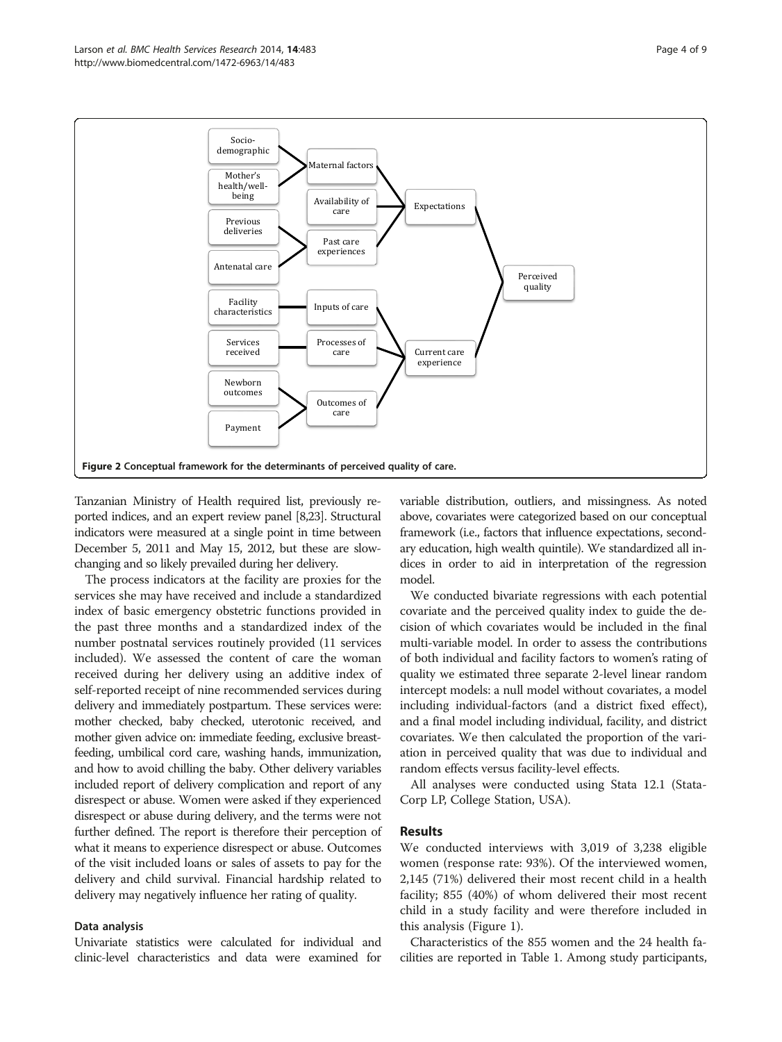Socio-demographic

Mother's health/well-being

Previous deliveries

Antenatal care

Facility characteristics

Services received

Newborn outcomes

Payment

Maternal factors

Availability of care

Past care experiences

Inputs of care

Processes of care

Outcomes of care

Expectations

Current care experience

Perceived quality

**Figure 2 Conceptual framework for the determinants of perceived quality of care.**

Tanzanian Ministry of Health required list, previously reported indices, and an expert review panel [8,23]. Structural indicators were measured at a single point in time between December 5, 2011 and May 15, 2012, but these are slow-changing and so likely prevailed during her delivery.

The process indicators at the facility are proxies for the services she may have received and include a standardized index of basic emergency obstetric functions provided in the past three months and a standardized index of the number postnatal services routinely provided (11 services included). We assessed the content of care the woman received during her delivery using an additive index of self-reported receipt of nine recommended services during delivery and immediately postpartum. These services were: mother checked, baby checked, uterotonic received, and mother given advice on: immediate feeding, exclusive breastfeeding, umbilical cord care, washing hands, immunization, and how to avoid chilling the baby. Other delivery variables included report of delivery complication and report of any disrespect or abuse. Women were asked if they experienced disrespect or abuse during delivery, and the terms were not further defined. The report is therefore their perception of what it means to experience disrespect or abuse. Outcomes of the visit included loans or sales of assets to pay for the delivery and child survival. Financial hardship related to delivery may negatively influence her rating of quality.

### Data analysis

Univariate statistics were calculated for individual and clinic-level characteristics and data were examined for variable distribution, outliers, and missingness. As noted above, covariates were categorized based on our conceptual framework (i.e., factors that influence expectations, secondary education, high wealth quintile). We standardized all indices in order to aid in interpretation of the regression model.

We conducted bivariate regressions with each potential covariate and the perceived quality index to guide the decision of which covariates would be included in the final multi-variable model. In order to assess the contributions of both individual and facility factors to women's rating of quality we estimated three separate 2-level linear random intercept models: a null model without covariates, a model including individual-factors (and a district fixed effect), and a final model including individual, facility, and district covariates. We then calculated the proportion of the variation in perceived quality that was due to individual and random effects versus facility-level effects.

All analyses were conducted using Stata 12.1 (StataCorp LP, College Station, USA).

## Results

We conducted interviews with 3,019 of 3,238 eligible women (response rate: 93%). Of the interviewed women, 2,145 (71%) delivered their most recent child in a health facility; 855 (40%) of whom delivered their most recent child in a study facility and were therefore included in this analysis (Figure 1).

Characteristics of the 855 women and the 24 health facilities are reported in Table 1. Among study participants,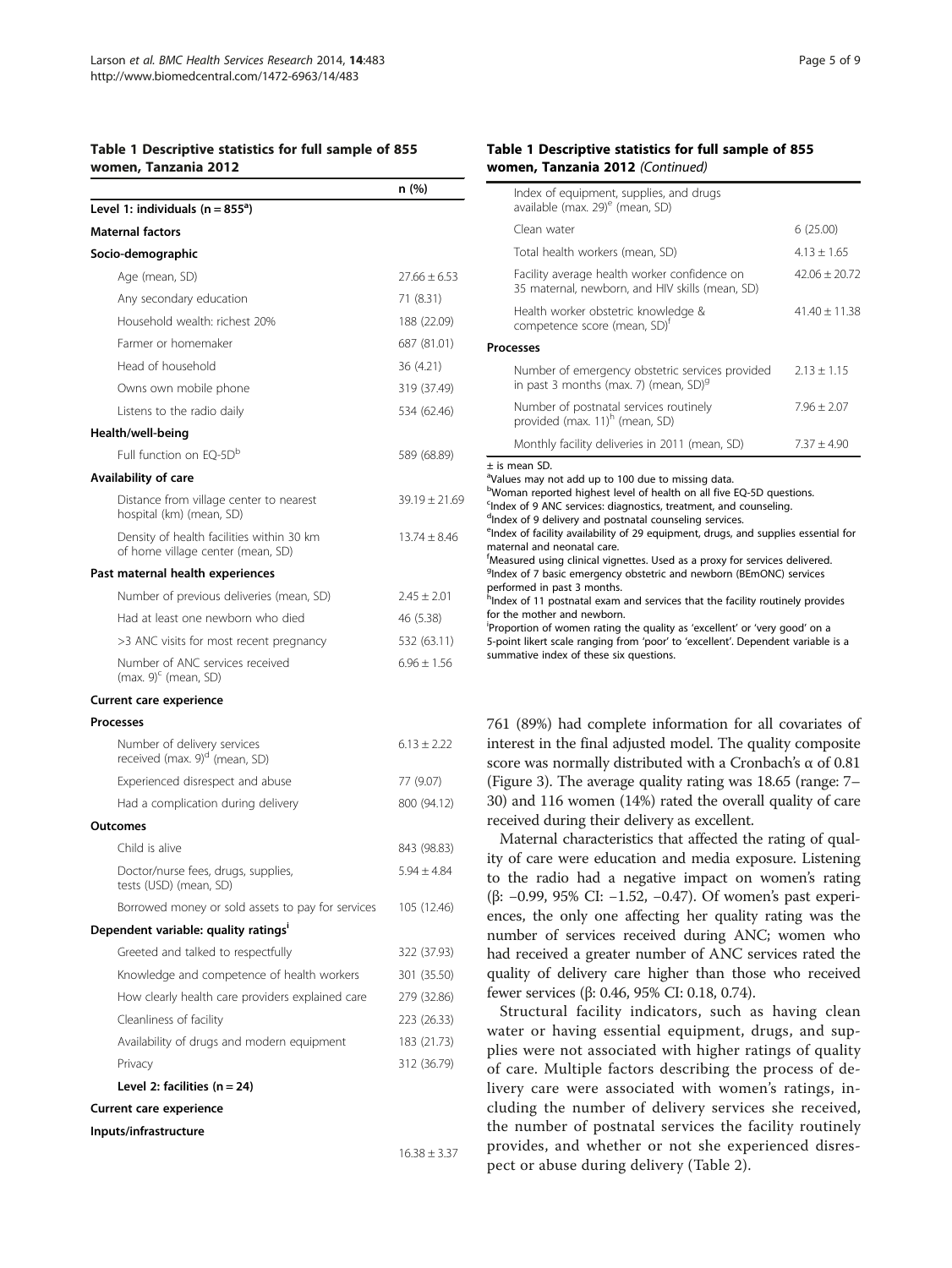**Table 1 Descriptive statistics for full sample of 855 women, Tanzania 2012**

| | n (%) |
|---|---|
| **Level 1: individuals (n = 855[a])** | |
| **Maternal factors** | |
| **Socio-demographic** | |
| Age (mean, SD) | 27.66 ± 6.53 |
| Any secondary education | 71 (8.31) |
| Household wealth: richest 20% | 188 (22.09) |
| Farmer or homemaker | 687 (81.01) |
| Head of household | 36 (4.21) |
| Owns own mobile phone | 319 (37.49) |
| Listens to the radio daily | 534 (62.46) |
| **Health/well-being** | |
| Full function on EQ-5D[b] | 589 (68.89) |
| **Availability of care** | |
| Distance from village center to nearest hospital (km) (mean, SD) | 39.19 ± 21.69 |
| Density of health facilities within 30 km of home village center (mean, SD) | 13.74 ± 8.46 |
| **Past maternal health experiences** | |
| Number of previous deliveries (mean, SD) | 2.45 ± 2.01 |
| Had at least one newborn who died | 46 (5.38) |
| >3 ANC visits for most recent pregnancy | 532 (63.11) |
| Number of ANC services received (max. 9)[c] (mean, SD) | 6.96 ± 1.56 |
| **Current care experience** | |
| **Processes** | |
| Number of delivery services received (max. 9)[d] (mean, SD) | 6.13 ± 2.22 |
| Experienced disrespect and abuse | 77 (9.07) |
| Had a complication during delivery | 800 (94.12) |
| **Outcomes** | |
| Child is alive | 843 (98.83) |
| Doctor/nurse fees, drugs, supplies, tests (USD) (mean, SD) | 5.94 ± 4.84 |
| Borrowed money or sold assets to pay for services | 105 (12.46) |
| **Dependent variable: quality ratings[i]** | |
| Greeted and talked to respectfully | 322 (37.93) |
| Knowledge and competence of health workers | 301 (35.50) |
| How clearly health care providers explained care | 279 (32.86) |
| Cleanliness of facility | 223 (26.33) |
| Availability of drugs and modern equipment | 183 (21.73) |
| Privacy | 312 (36.79) |
| **Level 2: facilities (n = 24)** | |
| **Current care experience** | |
| **Inputs/infrastructure** | |
| Index of equipment, supplies, and drugs available (max. 29)[e] (mean, SD) | 16.38 ± 3.37 |
| Clean water | 6 (25.00) |
| Total health workers (mean, SD) | 4.13 ± 1.65 |
| Facility average health worker confidence on 35 maternal, newborn, and HIV skills (mean, SD) | 42.06 ± 20.72 |
| Health worker obstetric knowledge & competence score (mean, SD)[f] | 41.40 ± 11.38 |
| **Processes** | |
| Number of emergency obstetric services provided in past 3 months (max. 7) (mean, SD)[g] | 2.13 ± 1.15 |
| Number of postnatal services routinely provided (max. 11)[h] (mean, SD) | 7.96 ± 2.07 |
| Monthly facility deliveries in 2011 (mean, SD) | 7.37 ± 4.90 |

± is mean SD.
[a]Values may not add up to 100 due to missing data.
[b]Woman reported highest level of health on all five EQ-5D questions.
[c]Index of 9 ANC services: diagnostics, treatment, and counseling.
[d]Index of 9 delivery and postnatal counseling services.
[e]Index of facility availability of 29 equipment, drugs, and supplies essential for maternal and neonatal care.
[f]Measured using clinical vignettes. Used as a proxy for services delivered.
[g]Index of 7 basic emergency obstetric and newborn (BEmONC) services performed in past 3 months.
[h]Index of 11 postnatal exam and services that the facility routinely provides for the mother and newborn.
[i]Proportion of women rating the quality as 'excellent' or 'very good' on a 5-point likert scale ranging from 'poor' to 'excellent'. Dependent variable is a summative index of these six questions.

761 (89%) had complete information for all covariates of interest in the final adjusted model. The quality composite score was normally distributed with a Cronbach's α of 0.81 (Figure 3). The average quality rating was 18.65 (range: 7–30) and 116 women (14%) rated the overall quality of care received during their delivery as excellent.

Maternal characteristics that affected the rating of quality of care were education and media exposure. Listening to the radio had a negative impact on women's rating (β: −0.99, 95% CI: −1.52, −0.47). Of women's past experiences, the only one affecting her quality rating was the number of services received during ANC; women who had received a greater number of ANC services rated the quality of delivery care higher than those who received fewer services (β: 0.46, 95% CI: 0.18, 0.74).

Structural facility indicators, such as having clean water or having essential equipment, drugs, and supplies were not associated with higher ratings of quality of care. Multiple factors describing the process of delivery care were associated with women's ratings, including the number of delivery services she received, the number of postnatal services the facility routinely provides, and whether or not she experienced disrespect or abuse during delivery (Table 2).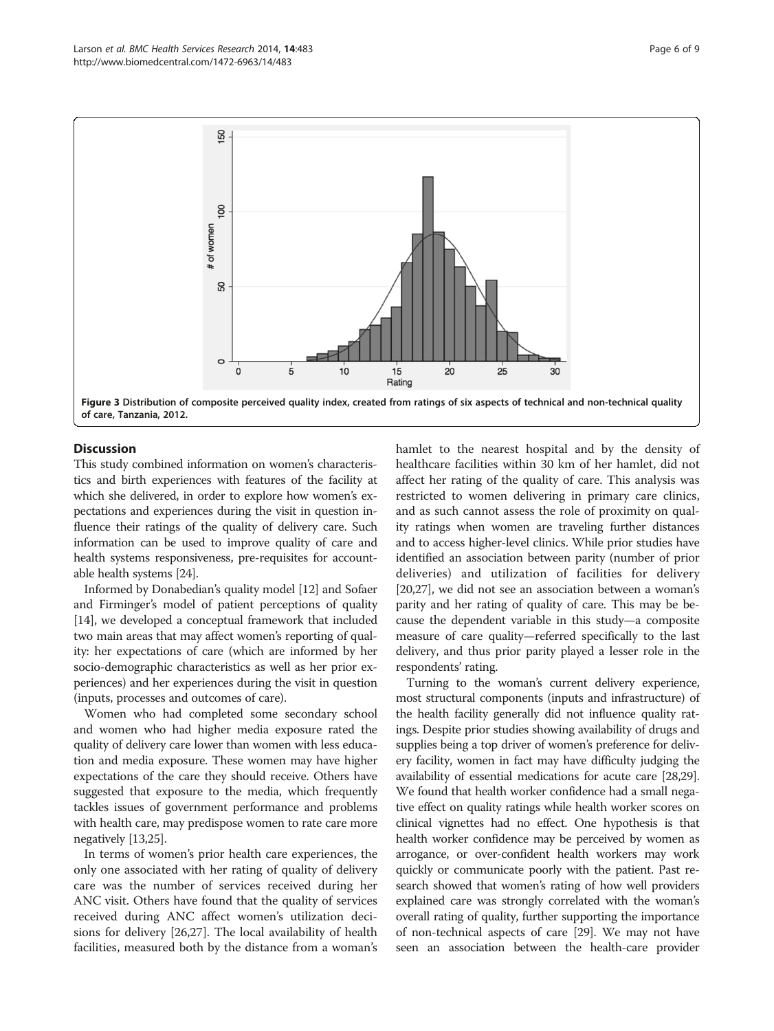150
100
# of women
50
0
0
5
10
15
20
25
30
Rating

**Figure 3** Distribution of composite perceived quality index, created from ratings of six aspects of technical and non-technical quality of care, Tanzania, 2012.

## Discussion

This study combined information on women's characteristics and birth experiences with features of the facility at which she delivered, in order to explore how women's expectations and experiences during the visit in question influence their ratings of the quality of delivery care. Such information can be used to improve quality of care and health systems responsiveness, pre-requisites for accountable health systems [24].

Informed by Donabedian's quality model [12] and Sofaer and Firminger's model of patient perceptions of quality [14], we developed a conceptual framework that included two main areas that may affect women's reporting of quality: her expectations of care (which are informed by her socio-demographic characteristics as well as her prior experiences) and her experiences during the visit in question (inputs, processes and outcomes of care).

Women who had completed some secondary school and women who had higher media exposure rated the quality of delivery care lower than women with less education and media exposure. These women may have higher expectations of the care they should receive. Others have suggested that exposure to the media, which frequently tackles issues of government performance and problems with health care, may predispose women to rate care more negatively [13,25].

In terms of women's prior health care experiences, the only one associated with her rating of quality of delivery care was the number of services received during her ANC visit. Others have found that the quality of services received during ANC affect women's utilization decisions for delivery [26,27]. The local availability of health facilities, measured both by the distance from a woman's hamlet to the nearest hospital and by the density of healthcare facilities within 30 km of her hamlet, did not affect her rating of the quality of care. This analysis was restricted to women delivering in primary care clinics, and as such cannot assess the role of proximity on quality ratings when women are traveling further distances and to access higher-level clinics. While prior studies have identified an association between parity (number of prior deliveries) and utilization of facilities for delivery [20,27], we did not see an association between a woman's parity and her rating of quality of care. This may be because the dependent variable in this study—a composite measure of care quality—referred specifically to the last delivery, and thus prior parity played a lesser role in the respondents' rating.

Turning to the woman's current delivery experience, most structural components (inputs and infrastructure) of the health facility generally did not influence quality ratings. Despite prior studies showing availability of drugs and supplies being a top driver of women's preference for delivery facility, women in fact may have difficulty judging the availability of essential medications for acute care [28,29]. We found that health worker confidence had a small negative effect on quality ratings while health worker scores on clinical vignettes had no effect. One hypothesis is that health worker confidence may be perceived by women as arrogance, or over-confident health workers may work quickly or communicate poorly with the patient. Past research showed that women's rating of how well providers explained care was strongly correlated with the woman's overall rating of quality, further supporting the importance of non-technical aspects of care [29]. We may not have seen an association between the health-care provider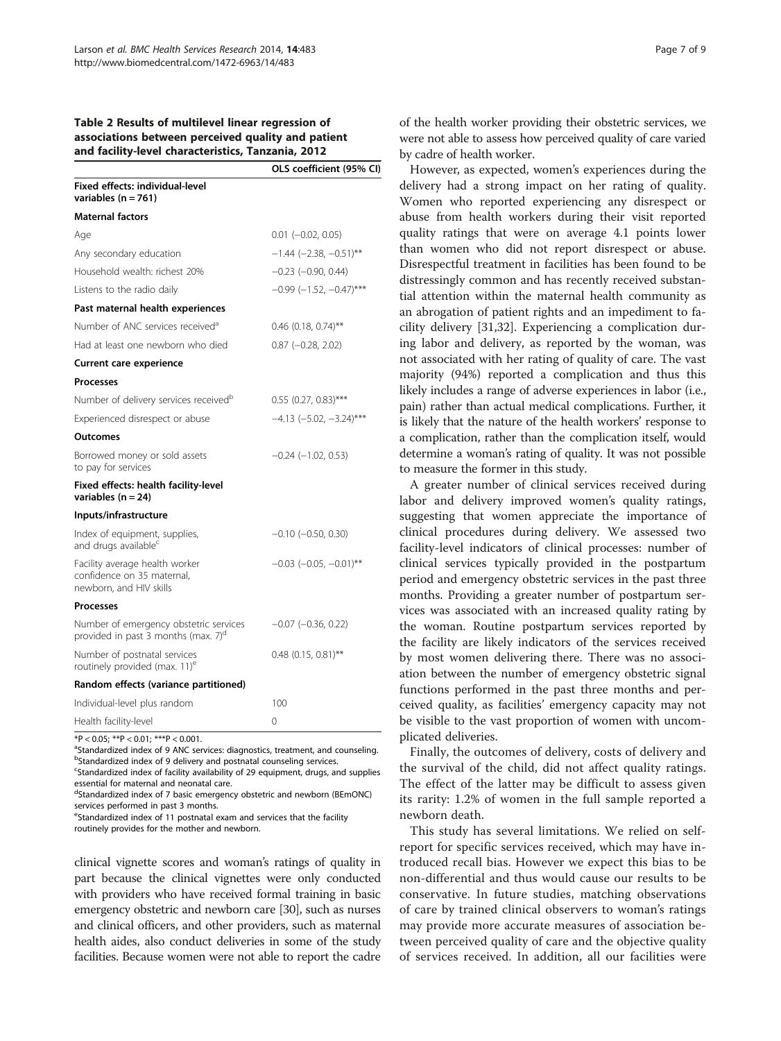**Table 2 Results of multilevel linear regression of associations between perceived quality and patient and facility-level characteristics, Tanzania, 2012**

| | OLS coefficient (95% CI) |
|---|---|
| **Fixed effects: individual-level variables (n = 761)** | |
| **Maternal factors** | |
| Age | 0.01 (−0.02, 0.05) |
| Any secondary education | −1.44 (−2.38, −0.51)** |
| Household wealth: richest 20% | −0.23 (−0.90, 0.44) |
| Listens to the radio daily | −0.99 (−1.52, −0.47)*** |
| **Past maternal health experiences** | |
| Number of ANC services received[a] | 0.46 (0.18, 0.74)** |
| Had at least one newborn who died | 0.87 (−0.28, 2.02) |
| **Current care experience** | |
| **Processes** | |
| Number of delivery services received[b] | 0.55 (0.27, 0.83)*** |
| Experienced disrespect or abuse | −4.13 (−5.02, −3.24)*** |
| **Outcomes** | |
| Borrowed money or sold assets to pay for services | −0.24 (−1.02, 0.53) |
| **Fixed effects: health facility-level variables (n = 24)** | |
| **Inputs/infrastructure** | |
| Index of equipment, supplies, and drugs available[c] | −0.10 (−0.50, 0.30) |
| Facility average health worker confidence on 35 maternal, newborn, and HIV skills | −0.03 (−0.05, −0.01)** |
| **Processes** | |
| Number of emergency obstetric services provided in past 3 months (max. 7)[d] | −0.07 (−0.36, 0.22) |
| Number of postnatal services routinely provided (max. 11)[e] | 0.48 (0.15, 0.81)** |
| **Random effects (variance partitioned)** | |
| Individual-level plus random | 100 |
| Health facility-level | 0 |

*P < 0.05; **P < 0.01; ***P < 0.001.
[a]Standardized index of 9 ANC services: diagnostics, treatment, and counseling.
[b]Standardized index of 9 delivery and postnatal counseling services.
[c]Standardized index of facility availability of 29 equipment, drugs, and supplies essential for maternal and neonatal care.
[d]Standardized index of 7 basic emergency obstetric and newborn (BEmONC) services performed in past 3 months.
[e]Standardized index of 11 postnatal exam and services that the facility routinely provides for the mother and newborn.

clinical vignette scores and woman's ratings of quality in part because the clinical vignettes were only conducted with providers who have received formal training in basic emergency obstetric and newborn care [30], such as nurses and clinical officers, and other providers, such as maternal health aides, also conduct deliveries in some of the study facilities. Because women were not able to report the cadre of the health worker providing their obstetric services, we were not able to assess how perceived quality of care varied by cadre of health worker.

However, as expected, women's experiences during the delivery had a strong impact on her rating of quality. Women who reported experiencing any disrespect or abuse from health workers during their visit reported quality ratings that were on average 4.1 points lower than women who did not report disrespect or abuse. Disrespectful treatment in facilities has been found to be distressingly common and has recently received substantial attention within the maternal health community as an abrogation of patient rights and an impediment to facility delivery [31,32]. Experiencing a complication during labor and delivery, as reported by the woman, was not associated with her rating of quality of care. The vast majority (94%) reported a complication and thus this likely includes a range of adverse experiences in labor (i.e., pain) rather than actual medical complications. Further, it is likely that the nature of the health workers' response to a complication, rather than the complication itself, would determine a woman's rating of quality. It was not possible to measure the former in this study.

A greater number of clinical services received during labor and delivery improved women's quality ratings, suggesting that women appreciate the importance of clinical procedures during delivery. We assessed two facility-level indicators of clinical processes: number of clinical services typically provided in the postpartum period and emergency obstetric services in the past three months. Providing a greater number of postpartum services was associated with an increased quality rating by the woman. Routine postpartum services reported by the facility are likely indicators of the services received by most women delivering there. There was no association between the number of emergency obstetric signal functions performed in the past three months and perceived quality, as facilities' emergency capacity may not be visible to the vast proportion of women with uncomplicated deliveries.

Finally, the outcomes of delivery, costs of delivery and the survival of the child, did not affect quality ratings. The effect of the latter may be difficult to assess given its rarity: 1.2% of women in the full sample reported a newborn death.

This study has several limitations. We relied on self-report for specific services received, which may have introduced recall bias. However we expect this bias to be non-differential and thus would cause our results to be conservative. In future studies, matching observations of care by trained clinical observers to woman's ratings may provide more accurate measures of association between perceived quality of care and the objective quality of services received. In addition, all our facilities were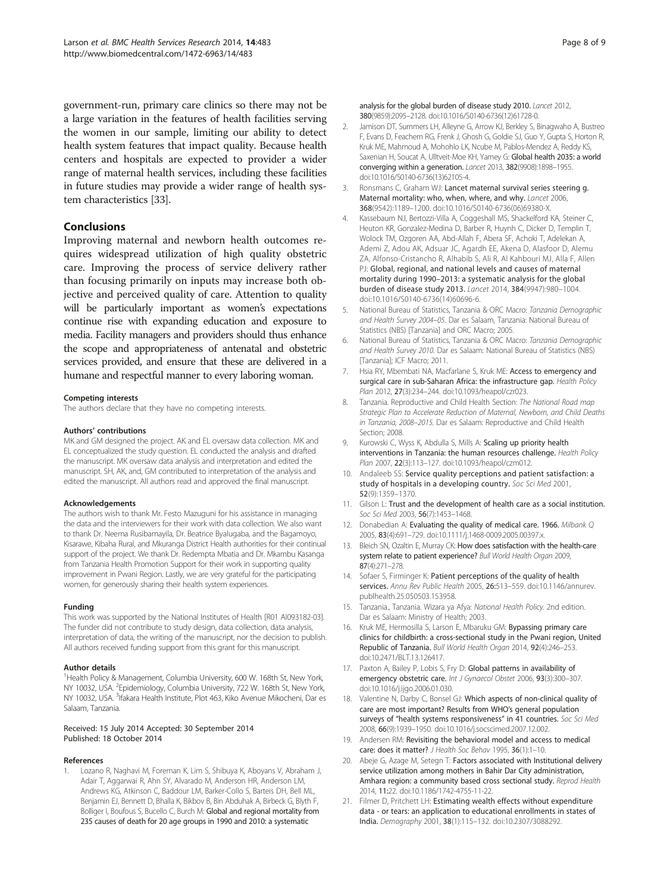government-run, primary care clinics so there may not be a large variation in the features of health facilities serving the women in our sample, limiting our ability to detect health system features that impact quality. Because health centers and hospitals are expected to provider a wider range of maternal health services, including these facilities in future studies may provide a wider range of health system characteristics [33].

## Conclusions

Improving maternal and newborn health outcomes requires widespread utilization of high quality obstetric care. Improving the process of service delivery rather than focusing primarily on inputs may increase both objective and perceived quality of care. Attention to quality will be particularly important as women's expectations continue rise with expanding education and exposure to media. Facility managers and providers should thus enhance the scope and appropriateness of antenatal and obstetric services provided, and ensure that these are delivered in a humane and respectful manner to every laboring woman.

#### Competing interests

The authors declare that they have no competing interests.

#### Authors' contributions

MK and GM designed the project. AK and EL oversaw data collection. MK and EL conceptualized the study question. EL conducted the analysis and drafted the manuscript. MK oversaw data analysis and interpretation and edited the manuscript. SH, AK, and, GM contributed to interpretation of the analysis and edited the manuscript. All authors read and approved the final manuscript.

#### Acknowledgements

The authors wish to thank Mr. Festo Mazuguni for his assistance in managing the data and the interviewers for their work with data collection. We also want to thank Dr. Neema Rusibamayila, Dr. Beatrice Byalugaba, and the Bagamoyo, Kisarawe, Kibaha Rural, and Mkuranga District Health authorities for their continual support of the project. We thank Dr. Redempta Mbatia and Dr. Mkambu Kasanga from Tanzania Health Promotion Support for their work in supporting quality improvement in Pwani Region. Lastly, we are very grateful for the participating women, for generously sharing their health system experiences.

#### Funding

This work was supported by the National Institutes of Health [R01 AI093182-03]. The funder did not contribute to study design, data collection, data analysis, interpretation of data, the writing of the manuscript, nor the decision to publish. All authors received funding support from this grant for this manuscript.

#### Author details

[1]Health Policy & Management, Columbia University, 600 W. 168th St, New York, NY 10032, USA. [2]Epidemiology, Columbia University, 722 W. 168th St, New York, NY 10032, USA. [3]Ifakara Health Institute, Plot 463, Kiko Avenue Mikocheni, Dar es Salaam, Tanzania.

Received: 15 July 2014 Accepted: 30 September 2014
Published: 18 October 2014

#### References

1. Lozano R, Naghavi M, Foreman K, Lim S, Shibuya K, Aboyans V, Abraham J, Adair T, Aggarwal R, Ahn SY, Alvarado M, Anderson HR, Anderson LM, Andrews KG, Atkinson C, Baddour LM, Barker-Collo S, Bartels DH, Bell ML, Benjamin EJ, Bennett D, Bhalla K, Bikbov B, Bin Abdulhak A, Birbeck G, Blyth F, Bolliger I, Boufous S, Bucello C, Burch M: **Global and regional mortality from 235 causes of death for 20 age groups in 1990 and 2010: a systematic analysis for the global burden of disease study 2010.** *Lancet* 2012, **380**(9859):2095–2128. doi:10.1016/S0140-6736(12)61728-0.
2. Jamison DT, Summers LH, Alleyne G, Arrow KJ, Berkley S, Binagwaho A, Bustreo F, Evans D, Feachem RG, Frenk J, Ghosh G, Goldie SJ, Guo Y, Gupta S, Horton R, Kruk ME, Mahmoud A, Mohohlo LK, Ncube M, Pablos-Mendez A, Reddy KS, Saxenian H, Soucat A, Ulltveit-Moe KH, Yamey G: **Global health 2035: a world converging within a generation.** *Lancet* 2013, **382**(9908):1898–1955. doi:10.1016/S0140-6736(13)62105-4.
3. Ronsmans C, Graham WJ: **Lancet maternal survival series steering g. Maternal mortality: who, when, where, and why.** *Lancet* 2006, **368**(9542):1189–1200. doi:10.1016/S0140-6736(06)69380-X.
4. Kassebaum NJ, Bertozzi-Villa A, Coggeshall MS, Shackelford KA, Steiner C, Heuton KR, Gonzalez-Medina D, Barber R, Huynh C, Dicker D, Templin T, Wolock TM, Ozgoren AA, Abd-Allah F, Abera SF, Achoki T, Adelekan A, Ademi Z, Adou AK, Adsuar JC, Agardh EE, Akena D, Alasfoor D, Alemu ZA, Alfonso-Cristancho R, Alhabib S, Ali R, Al Kahbouri MJ, Alla F, Allen PJ: **Global, regional, and national levels and causes of maternal mortality during 1990–2013: a systematic analysis for the global burden of disease study 2013.** *Lancet* 2014, **384**(9947):980–1004. doi:10.1016/S0140-6736(14)60696-6.
5. National Bureau of Statistics, Tanzania & ORC Macro: *Tanzania Demographic and Health Survey 2004–05.* Dar es Salaam, Tanzania: National Bureau of Statistics (NBS) [Tanzania] and ORC Macro; 2005.
6. National Bureau of Statistics, Tanzania & ORC Macro: *Tanzania Demographic and Health Survey 2010.* Dar es Salaam: National Bureau of Statistics (NBS) [Tanzania]; ICF Macro; 2011.
7. Hsia RY, Mbembati NA, Macfarlane S, Kruk ME: **Access to emergency and surgical care in sub-Saharan Africa: the infrastructure gap.** *Health Policy Plan* 2012, **27**(3):234–244. doi:10.1093/heapol/czr023.
8. Tanzania. Reproductive and Child Health Section: *The National Road map Strategic Plan to Accelerate Reduction of Maternal, Newborn, and Child Deaths in Tanzania, 2008–2015.* Dar es Salaam: Reproductive and Child Health Section; 2008.
9. Kurowski C, Wyss K, Abdulla S, Mills A: **Scaling up priority health interventions in Tanzania: the human resources challenge.** *Health Policy Plan* 2007, **22**(3):113–127. doi:10.1093/heapol/czm012.
10. Andaleeb SS: **Service quality perceptions and patient satisfaction: a study of hospitals in a developing country.** *Soc Sci Med* 2001, **52**(9):1359–1370.
11. Gilson L: **Trust and the development of health care as a social institution.** *Soc Sci Med* 2003, **56**(7):1453–1468.
12. Donabedian A: **Evaluating the quality of medical care. 1966.** *Milbank Q* 2005, **83**(4):691–729. doi:10.1111/j.1468-0009.2005.00397.x.
13. Bleich SN, Ozaltin E, Murray CK: **How does satisfaction with the health-care system relate to patient experience?** *Bull World Health Organ* 2009, **87**(4):271–278.
14. Sofaer S, Firminger K: **Patient perceptions of the quality of health services.** *Annu Rev Public Health* 2005, **26:**513–559. doi:10.1146/annurev.publhealth.25.050503.153958.
15. Tanzania., Tanzania. Wizara ya Afya: *National Health Policy.* 2nd edition. Dar es Salaam: Ministry of Health; 2003.
16. Kruk ME, Hermosilla S, Larson E, Mbaruku GM: **Bypassing primary care clinics for childbirth: a cross-sectional study in the Pwani region, United Republic of Tanzania.** *Bull World Health Organ* 2014, **92**(4):246–253. doi:10.2471/BLT.13.126417.
17. Paxton A, Bailey P, Lobis S, Fry D: **Global patterns in availability of emergency obstetric care.** *Int J Gynaecol Obstet* 2006, **93**(3):300–307. doi:10.1016/j.ijgo.2006.01.030.
18. Valentine N, Darby C, Bonsel GJ: **Which aspects of non-clinical quality of care are most important? Results from WHO's general population surveys of "health systems responsiveness" in 41 countries.** *Soc Sci Med* 2008, **66**(9):1939–1950. doi:10.1016/j.socscimed.2007.12.002.
19. Andersen RM: **Revisiting the behavioral model and access to medical care: does it matter?** *J Health Soc Behav* 1995, **36**(1):1–10.
20. Abeje G, Azage M, Setegn T: **Factors associated with Institutional delivery service utilization among mothers in Bahir Dar City administration, Amhara region: a community based cross sectional study.** *Reprod Health* 2014, **11:**22. doi:10.1186/1742-4755-11-22.
21. Filmer D, Pritchett LH: **Estimating wealth effects without expenditure data - or tears: an application to educational enrollments in states of India.** *Demography* 2001, **38**(1):115–132. doi:10.2307/3088292.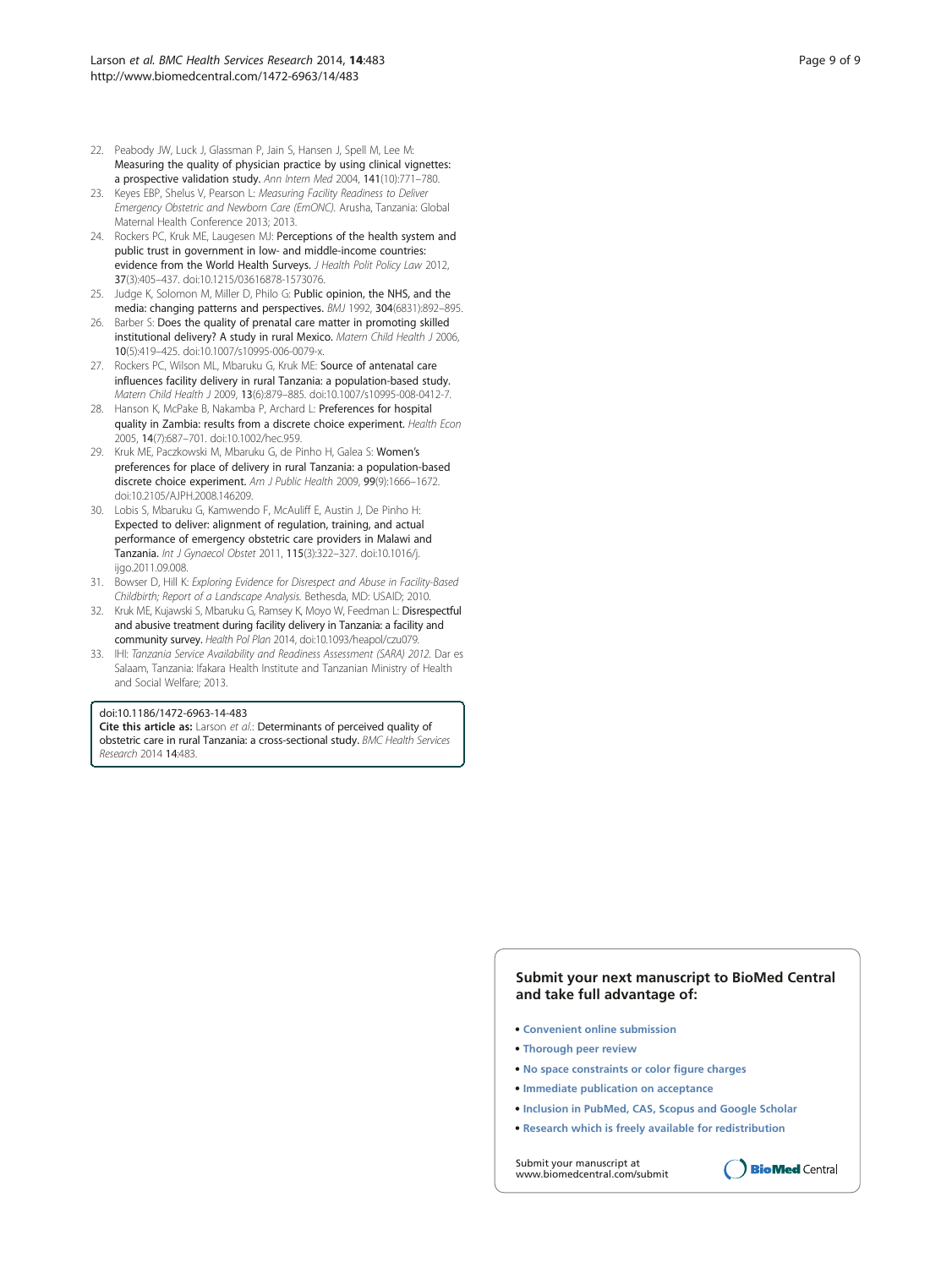22. Peabody JW, Luck J, Glassman P, Jain S, Hansen J, Spell M, Lee M: **Measuring the quality of physician practice by using clinical vignettes: a prospective validation study.** *Ann Intern Med* 2004, **141**(10):771–780.
23. Keyes EBP, Shelus V, Pearson L: *Measuring Facility Readiness to Deliver Emergency Obstetric and Newborn Care (EmONC).* Arusha, Tanzania: Global Maternal Health Conference 2013; 2013.
24. Rockers PC, Kruk ME, Laugesen MJ: **Perceptions of the health system and public trust in government in low- and middle-income countries: evidence from the World Health Surveys.** *J Health Polit Policy Law* 2012, **37**(3):405–437. doi:10.1215/03616878-1573076.
25. Judge K, Solomon M, Miller D, Philo G: **Public opinion, the NHS, and the media: changing patterns and perspectives.** *BMJ* 1992, **304**(6831):892–895.
26. Barber S: **Does the quality of prenatal care matter in promoting skilled institutional delivery? A study in rural Mexico.** *Matern Child Health J* 2006, **10**(5):419–425. doi:10.1007/s10995-006-0079-x.
27. Rockers PC, Wilson ML, Mbaruku G, Kruk ME: **Source of antenatal care influences facility delivery in rural Tanzania: a population-based study.** *Matern Child Health J* 2009, **13**(6):879–885. doi:10.1007/s10995-008-0412-7.
28. Hanson K, McPake B, Nakamba P, Archard L: **Preferences for hospital quality in Zambia: results from a discrete choice experiment.** *Health Econ* 2005, **14**(7):687–701. doi:10.1002/hec.959.
29. Kruk ME, Paczkowski M, Mbaruku G, de Pinho H, Galea S: **Women's preferences for place of delivery in rural Tanzania: a population-based discrete choice experiment.** *Am J Public Health* 2009, **99**(9):1666–1672. doi:10.2105/AJPH.2008.146209.
30. Lobis S, Mbaruku G, Kamwendo F, McAuliff E, Austin J, De Pinho H: **Expected to deliver: alignment of regulation, training, and actual performance of emergency obstetric care providers in Malawi and Tanzania.** *Int J Gynaecol Obstet* 2011, **115**(3):322–327. doi:10.1016/j.ijgo.2011.09.008.
31. Bowser D, Hill K: *Exploring Evidence for Disrespect and Abuse in Facility-Based Childbirth; Report of a Landscape Analysis.* Bethesda, MD: USAID; 2010.
32. Kruk ME, Kujawski S, Mbaruku G, Ramsey K, Moyo W, Feedman L: **Disrespectful and abusive treatment during facility delivery in Tanzania: a facility and community survey.** *Health Pol Plan* 2014, doi:10.1093/heapol/czu079.
33. IHI: *Tanzania Service Availability and Readiness Assessment (SARA) 2012.* Dar es Salaam, Tanzania: Ifakara Health Institute and Tanzanian Ministry of Health and Social Welfare; 2013.

doi:10.1186/1472-6963-14-483
**Cite this article as:** Larson *et al.*: Determinants of perceived quality of obstetric care in rural Tanzania: a cross-sectional study. *BMC Health Services Research* 2014 **14**:483.

**Submit your next manuscript to BioMed Central and take full advantage of:**

- Convenient online submission
- Thorough peer review
- No space constraints or color figure charges
- Immediate publication on acceptance
- Inclusion in PubMed, CAS, Scopus and Google Scholar
- Research which is freely available for redistribution

Submit your manuscript at
www.biomedcentral.com/submit